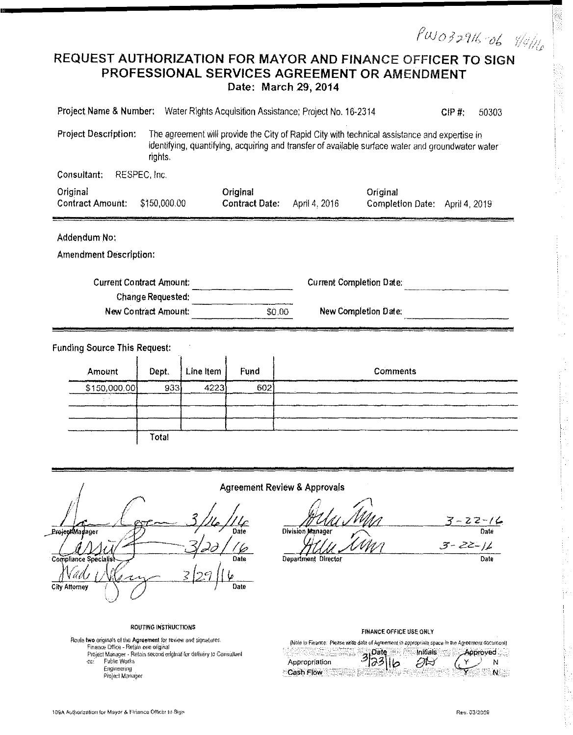PW032916-06 4/4/16

# REQUEST AUTHORIZATION FOR MAYOR AND FINANCE OFFICER TO SIGN PROFESSIONAL SERVICES AGREEMENT OR AMENDMENT

**Date: March 29, 2014**

**Project Name & Number:** Water Rights Acquisition Assistance; Project No. 16-2314 **CIP #:** 50303

**Project Description:** The agreement will provide the City of Rapid City with technical assistance and expertise in identifying, quantifying, acquiring and transfer of available surface water and groundwater water rights.

**Consultant:** RESPEC, Inc.

**Original Contract Amount:** $150,000.00 **Original Contract Date:** April 4, 2016 **Original Completion Date:** April 4, 2019

**Addendum No:**

**Amendment Description:**

| | | | |
|---|---|---|---|
| Current Contract Amount: | | Current Completion Date: | |
| Change Requested: | | | |
| New Contract Amount: | $0.00 | New Completion Date: | |

**Funding Source This Request:**

| Amount | Dept. | Line Item | Fund | Comments |
|---|---|---|---|---|
| $150,000.00 | 933 | 4223 | 602 | |
| | | | | |
| | | | | |
| | | | | |
| | Total | | | |

**Agreement Review & Approvals**

| | | | |
|---|---|---|---|
| Project Manager | 3/16/16 | Division Manager | 3-22-16 |
| Compliance Specialist | 3/20/16 | Department Director | 3-22-16 |
| City Attorney | 3/29/16 | | |

**ROUTING INSTRUCTIONS**

Route **two** originals of the **Agreement** for review and signatures.
Finance Office - Retain one original
Project Manager - Retain second original for delivery to Consultant
cc: Public Works
Engineering
Project Manager

**FINANCE OFFICE USE ONLY**

(Note to Finance: Please write date of Agreement in appropriate space in the Agreement document)

| | Date | Initials | Approved |
|---|---|---|---|
| Appropriation | 3/23/16 | DH | (Y) N |
| Cash Flow | | | Y N |

109A Authorization for Mayor & Finance Officer to Sign

Rev. 03/2009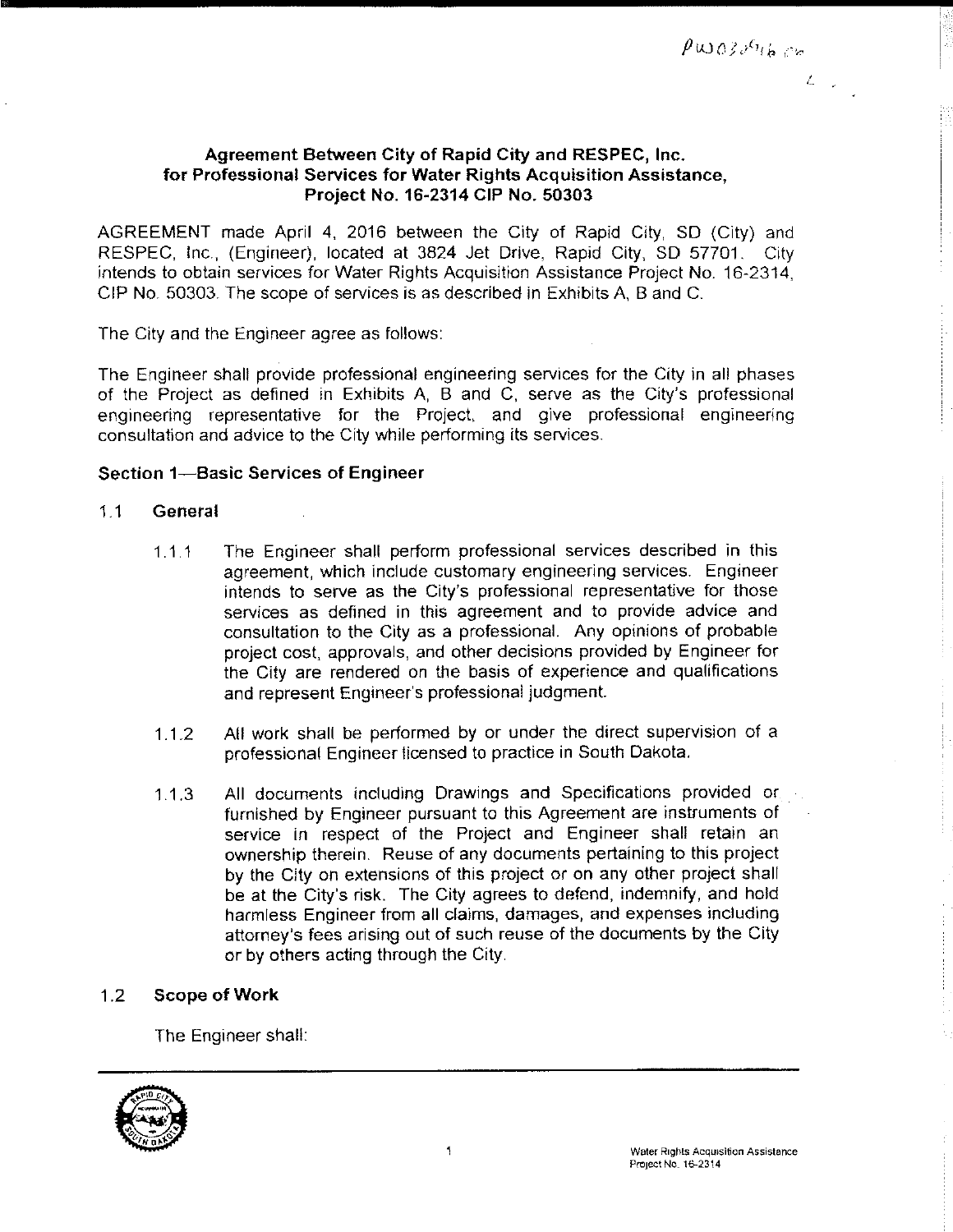## Agreement Between City of Rapid City and RESPEC, Inc. for Professional Services for Water Rights Acquisition Assistance, Project No. 16-2314 CIP No. 50303

AGREEMENT made April 4, 2016 between the City of Rapid City, SD (City) and RESPEC, Inc., (Engineer), located at 3824 Jet Drive, Rapid City, SD 57701. City intends to obtain services for Water Rights Acquisition Assistance Project No. 16-2314, CIP No. 50303. The scope of services is as described in Exhibits A, B and C.

The City and the Engineer agree as follows:

The Engineer shall provide professional engineering services for the City in all phases of the Project as defined in Exhibits A, B and C, serve as the City's professional engineering representative for the Project, and give professional engineering consultation and advice to the City while performing its services.

### Section 1—Basic Services of Engineer

#### 1.1 General

1.1.1 The Engineer shall perform professional services described in this agreement, which include customary engineering services. Engineer intends to serve as the City's professional representative for those services as defined in this agreement and to provide advice and consultation to the City as a professional. Any opinions of probable project cost, approvals, and other decisions provided by Engineer for the City are rendered on the basis of experience and qualifications and represent Engineer's professional judgment.

1.1.2 All work shall be performed by or under the direct supervision of a professional Engineer licensed to practice in South Dakota.

1.1.3 All documents including Drawings and Specifications provided or furnished by Engineer pursuant to this Agreement are instruments of service in respect of the Project and Engineer shall retain an ownership therein. Reuse of any documents pertaining to this project by the City on extensions of this project or on any other project shall be at the City's risk. The City agrees to defend, indemnify, and hold harmless Engineer from all claims, damages, and expenses including attorney's fees arising out of such reuse of the documents by the City or by others acting through the City.

#### 1.2 Scope of Work

The Engineer shall: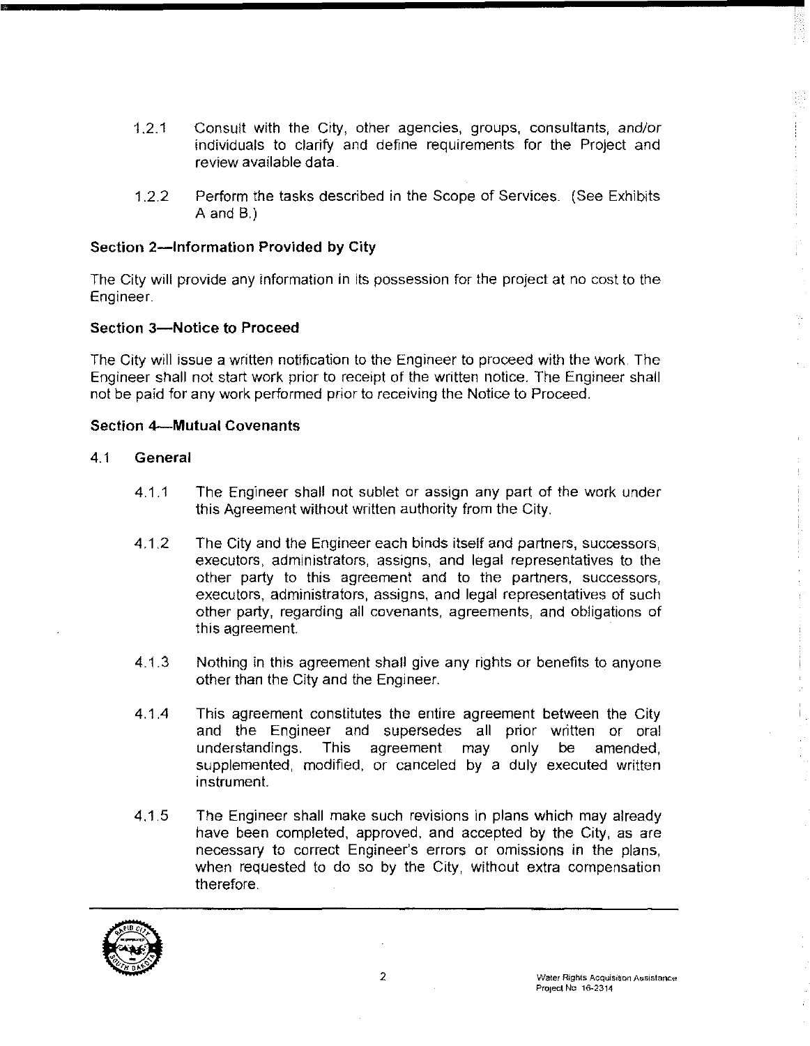1.2.1 Consult with the City, other agencies, groups, consultants, and/or individuals to clarify and define requirements for the Project and review available data.

1.2.2 Perform the tasks described in the Scope of Services. (See Exhibits A and B.)

**Section 2—Information Provided by City**

The City will provide any information in its possession for the project at no cost to the Engineer.

**Section 3—Notice to Proceed**

The City will issue a written notification to the Engineer to proceed with the work. The Engineer shall not start work prior to receipt of the written notice. The Engineer shall not be paid for any work performed prior to receiving the Notice to Proceed.

**Section 4—Mutual Covenants**

**4.1 General**

4.1.1 The Engineer shall not sublet or assign any part of the work under this Agreement without written authority from the City.

4.1.2 The City and the Engineer each binds itself and partners, successors, executors, administrators, assigns, and legal representatives to the other party to this agreement and to the partners, successors, executors, administrators, assigns, and legal representatives of such other party, regarding all covenants, agreements, and obligations of this agreement.

4.1.3 Nothing in this agreement shall give any rights or benefits to anyone other than the City and the Engineer.

4.1.4 This agreement constitutes the entire agreement between the City and the Engineer and supersedes all prior written or oral understandings. This agreement may only be amended, supplemented, modified, or canceled by a duly executed written instrument.

4.1.5 The Engineer shall make such revisions in plans which may already have been completed, approved, and accepted by the City, as are necessary to correct Engineer's errors or omissions in the plans, when requested to do so by the City, without extra compensation therefore.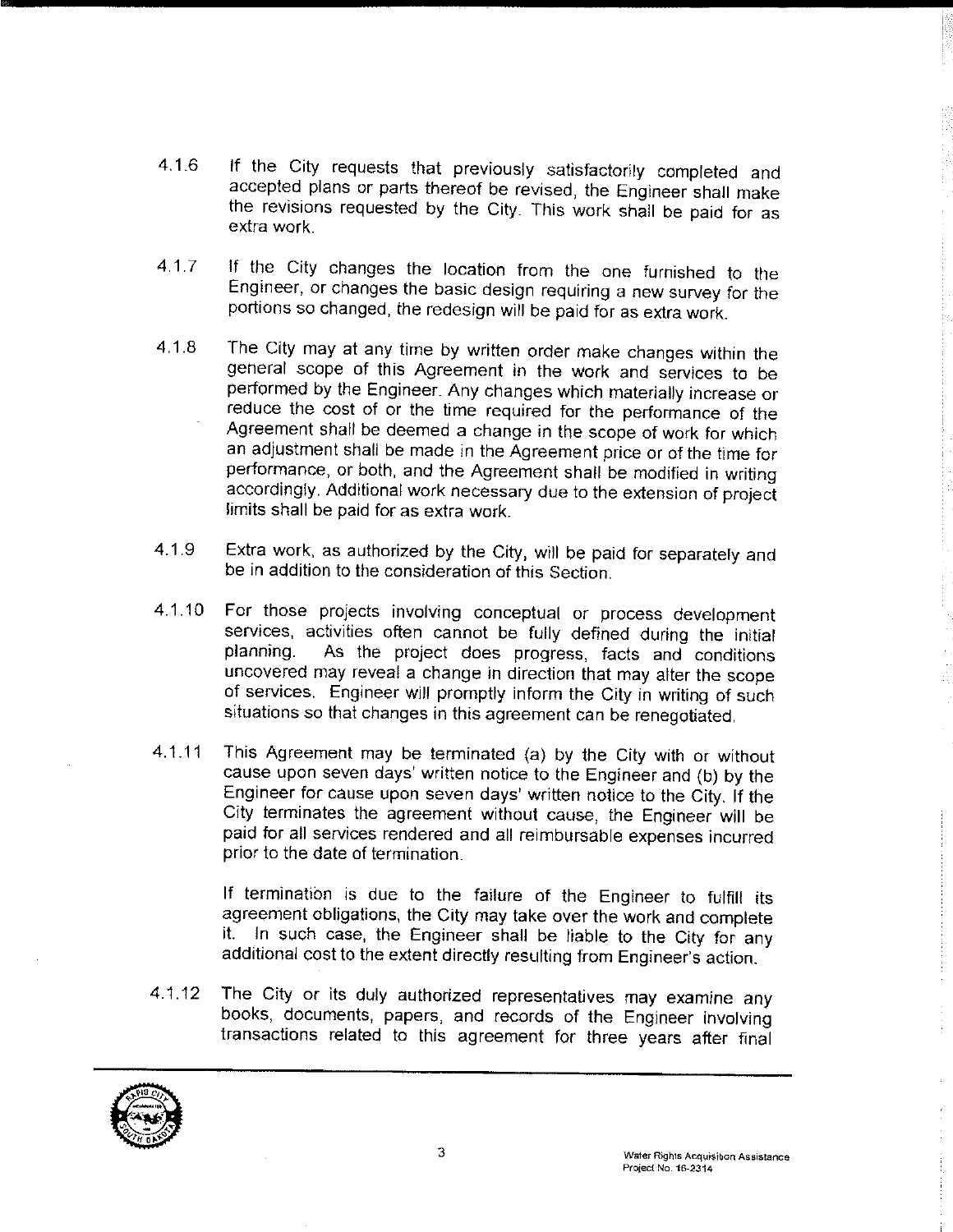4.1.6 If the City requests that previously satisfactorily completed and accepted plans or parts thereof be revised, the Engineer shall make the revisions requested by the City. This work shall be paid for as extra work.

4.1.7 If the City changes the location from the one furnished to the Engineer, or changes the basic design requiring a new survey for the portions so changed, the redesign will be paid for as extra work.

4.1.8 The City may at any time by written order make changes within the general scope of this Agreement in the work and services to be performed by the Engineer. Any changes which materially increase or reduce the cost of or the time required for the performance of the Agreement shall be deemed a change in the scope of work for which an adjustment shall be made in the Agreement price or of the time for performance, or both, and the Agreement shall be modified in writing accordingly. Additional work necessary due to the extension of project limits shall be paid for as extra work.

4.1.9 Extra work, as authorized by the City, will be paid for separately and be in addition to the consideration of this Section.

4.1.10 For those projects involving conceptual or process development services, activities often cannot be fully defined during the initial planning. As the project does progress, facts and conditions uncovered may reveal a change in direction that may alter the scope of services. Engineer will promptly inform the City in writing of such situations so that changes in this agreement can be renegotiated.

4.1.11 This Agreement may be terminated (a) by the City with or without cause upon seven days' written notice to the Engineer and (b) by the Engineer for cause upon seven days' written notice to the City. If the City terminates the agreement without cause, the Engineer will be paid for all services rendered and all reimbursable expenses incurred prior to the date of termination.

If termination is due to the failure of the Engineer to fulfill its agreement obligations, the City may take over the work and complete it. In such case, the Engineer shall be liable to the City for any additional cost to the extent directly resulting from Engineer's action.

4.1.12 The City or its duly authorized representatives may examine any books, documents, papers, and records of the Engineer involving transactions related to this agreement for three years after final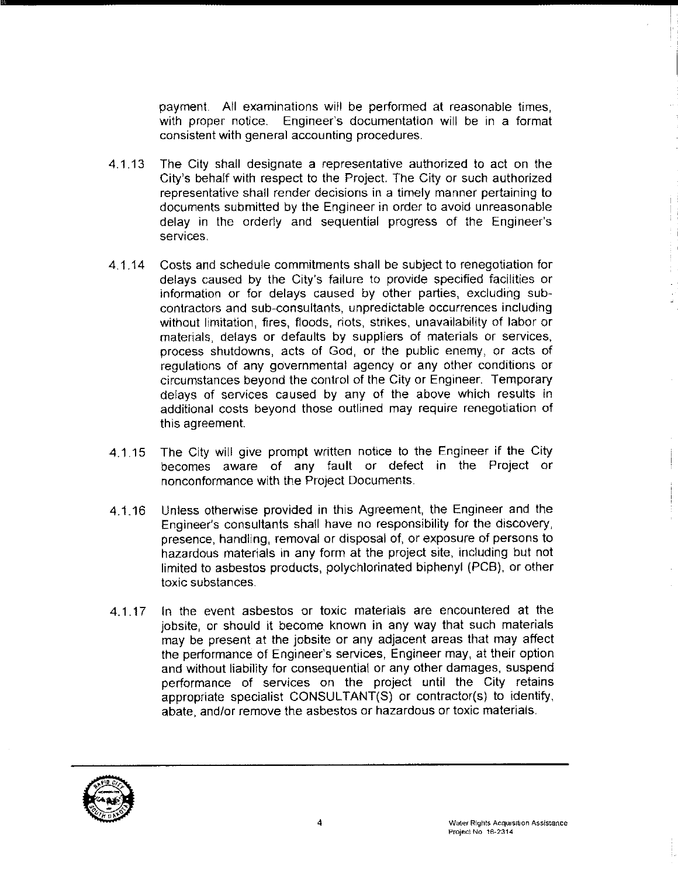payment. All examinations will be performed at reasonable times, with proper notice. Engineer's documentation will be in a format consistent with general accounting procedures.

4.1.13 The City shall designate a representative authorized to act on the City's behalf with respect to the Project. The City or such authorized representative shall render decisions in a timely manner pertaining to documents submitted by the Engineer in order to avoid unreasonable delay in the orderly and sequential progress of the Engineer's services.

4.1.14 Costs and schedule commitments shall be subject to renegotiation for delays caused by the City's failure to provide specified facilities or information or for delays caused by other parties, excluding sub-contractors and sub-consultants, unpredictable occurrences including without limitation, fires, floods, riots, strikes, unavailability of labor or materials, delays or defaults by suppliers of materials or services, process shutdowns, acts of God, or the public enemy, or acts of regulations of any governmental agency or any other conditions or circumstances beyond the control of the City or Engineer. Temporary delays of services caused by any of the above which results in additional costs beyond those outlined may require renegotiation of this agreement.

4.1.15 The City will give prompt written notice to the Engineer if the City becomes aware of any fault or defect in the Project or nonconformance with the Project Documents.

4.1.16 Unless otherwise provided in this Agreement, the Engineer and the Engineer's consultants shall have no responsibility for the discovery, presence, handling, removal or disposal of, or exposure of persons to hazardous materials in any form at the project site, including but not limited to asbestos products, polychlorinated biphenyl (PCB), or other toxic substances.

4.1.17 In the event asbestos or toxic materials are encountered at the jobsite, or should it become known in any way that such materials may be present at the jobsite or any adjacent areas that may affect the performance of Engineer's services, Engineer may, at their option and without liability for consequential or any other damages, suspend performance of services on the project until the City retains appropriate specialist CONSULTANT(S) or contractor(s) to identify, abate, and/or remove the asbestos or hazardous or toxic materials.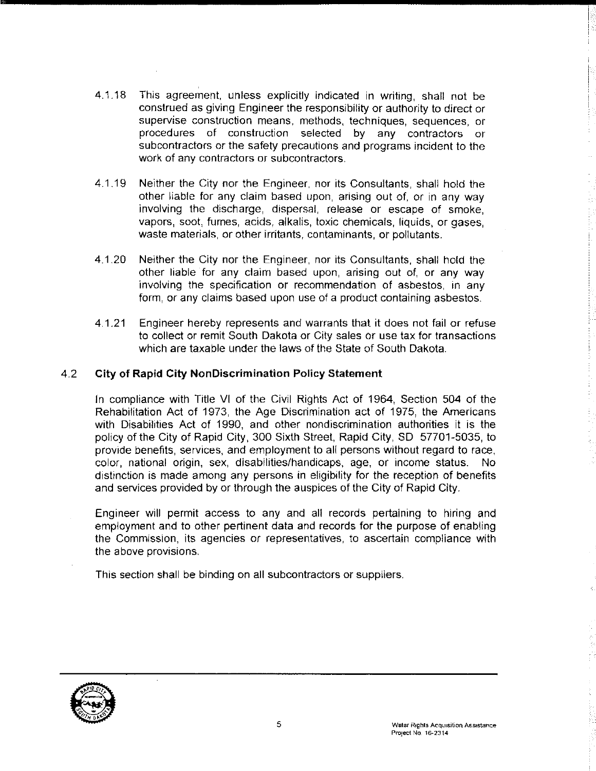4.1.18 This agreement, unless explicitly indicated in writing, shall not be construed as giving Engineer the responsibility or authority to direct or supervise construction means, methods, techniques, sequences, or procedures of construction selected by any contractors or subcontractors or the safety precautions and programs incident to the work of any contractors or subcontractors.

4.1.19 Neither the City nor the Engineer, nor its Consultants, shall hold the other liable for any claim based upon, arising out of, or in any way involving the discharge, dispersal, release or escape of smoke, vapors, soot, fumes, acids, alkalis, toxic chemicals, liquids, or gases, waste materials, or other irritants, contaminants, or pollutants.

4.1.20 Neither the City nor the Engineer, nor its Consultants, shall hold the other liable for any claim based upon, arising out of, or any way involving the specification or recommendation of asbestos, in any form, or any claims based upon use of a product containing asbestos.

4.1.21 Engineer hereby represents and warrants that it does not fail or refuse to collect or remit South Dakota or City sales or use tax for transactions which are taxable under the laws of the State of South Dakota.

## 4.2 City of Rapid City NonDiscrimination Policy Statement

In compliance with Title VI of the Civil Rights Act of 1964, Section 504 of the Rehabilitation Act of 1973, the Age Discrimination act of 1975, the Americans with Disabilities Act of 1990, and other nondiscrimination authorities it is the policy of the City of Rapid City, 300 Sixth Street, Rapid City, SD 57701-5035, to provide benefits, services, and employment to all persons without regard to race, color, national origin, sex, disabilities/handicaps, age, or income status. No distinction is made among any persons in eligibility for the reception of benefits and services provided by or through the auspices of the City of Rapid City.

Engineer will permit access to any and all records pertaining to hiring and employment and to other pertinent data and records for the purpose of enabling the Commission, its agencies or representatives, to ascertain compliance with the above provisions.

This section shall be binding on all subcontractors or suppliers.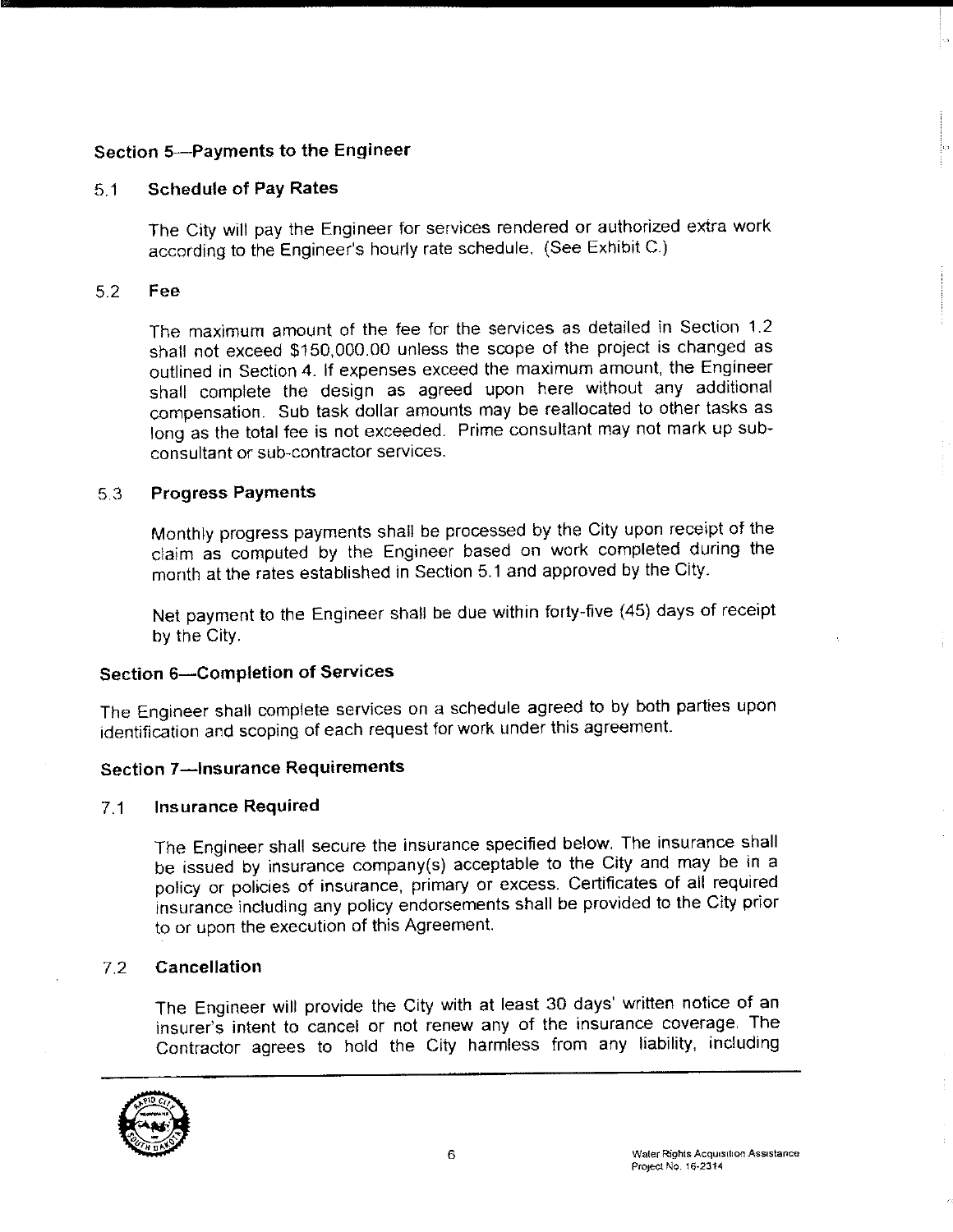## Section 5—Payments to the Engineer

### 5.1 Schedule of Pay Rates

The City will pay the Engineer for services rendered or authorized extra work according to the Engineer's hourly rate schedule. (See Exhibit C.)

### 5.2 Fee

The maximum amount of the fee for the services as detailed in Section 1.2 shall not exceed $150,000.00 unless the scope of the project is changed as outlined in Section 4. If expenses exceed the maximum amount, the Engineer shall complete the design as agreed upon here without any additional compensation. Sub task dollar amounts may be reallocated to other tasks as long as the total fee is not exceeded. Prime consultant may not mark up sub-consultant or sub-contractor services.

### 5.3 Progress Payments

Monthly progress payments shall be processed by the City upon receipt of the claim as computed by the Engineer based on work completed during the month at the rates established in Section 5.1 and approved by the City.

Net payment to the Engineer shall be due within forty-five (45) days of receipt by the City.

## Section 6—Completion of Services

The Engineer shall complete services on a schedule agreed to by both parties upon identification and scoping of each request for work under this agreement.

## Section 7—Insurance Requirements

### 7.1 Insurance Required

The Engineer shall secure the insurance specified below. The insurance shall be issued by insurance company(s) acceptable to the City and may be in a policy or policies of insurance, primary or excess. Certificates of all required insurance including any policy endorsements shall be provided to the City prior to or upon the execution of this Agreement.

### 7.2 Cancellation

The Engineer will provide the City with at least 30 days' written notice of an insurer's intent to cancel or not renew any of the insurance coverage. The Contractor agrees to hold the City harmless from any liability, including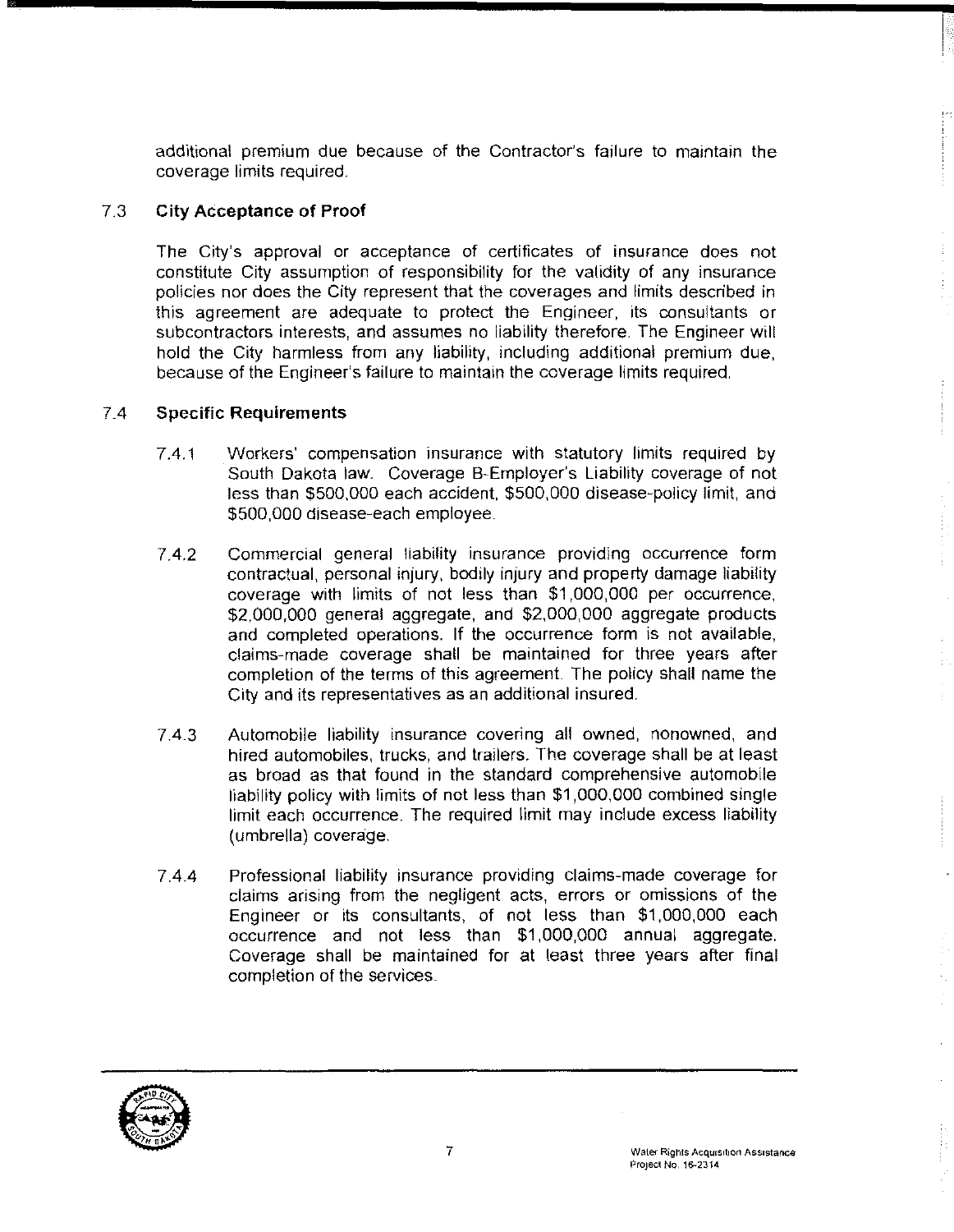additional premium due because of the Contractor's failure to maintain the coverage limits required.

### 7.3 City Acceptance of Proof

The City's approval or acceptance of certificates of insurance does not constitute City assumption of responsibility for the validity of any insurance policies nor does the City represent that the coverages and limits described in this agreement are adequate to protect the Engineer, its consultants or subcontractors interests, and assumes no liability therefore. The Engineer will hold the City harmless from any liability, including additional premium due, because of the Engineer's failure to maintain the coverage limits required.

### 7.4 Specific Requirements

7.4.1 Workers' compensation insurance with statutory limits required by South Dakota law. Coverage B-Employer's Liability coverage of not less than $500,000 each accident, $500,000 disease-policy limit, and $500,000 disease-each employee.

7.4.2 Commercial general liability insurance providing occurrence form contractual, personal injury, bodily injury and property damage liability coverage with limits of not less than $1,000,000 per occurrence, $2,000,000 general aggregate, and $2,000,000 aggregate products and completed operations. If the occurrence form is not available, claims-made coverage shall be maintained for three years after completion of the terms of this agreement. The policy shall name the City and its representatives as an additional insured.

7.4.3 Automobile liability insurance covering all owned, nonowned, and hired automobiles, trucks, and trailers. The coverage shall be at least as broad as that found in the standard comprehensive automobile liability policy with limits of not less than $1,000,000 combined single limit each occurrence. The required limit may include excess liability (umbrella) coverage.

7.4.4 Professional liability insurance providing claims-made coverage for claims arising from the negligent acts, errors or omissions of the Engineer or its consultants, of not less than $1,000,000 each occurrence and not less than $1,000,000 annual aggregate. Coverage shall be maintained for at least three years after final completion of the services.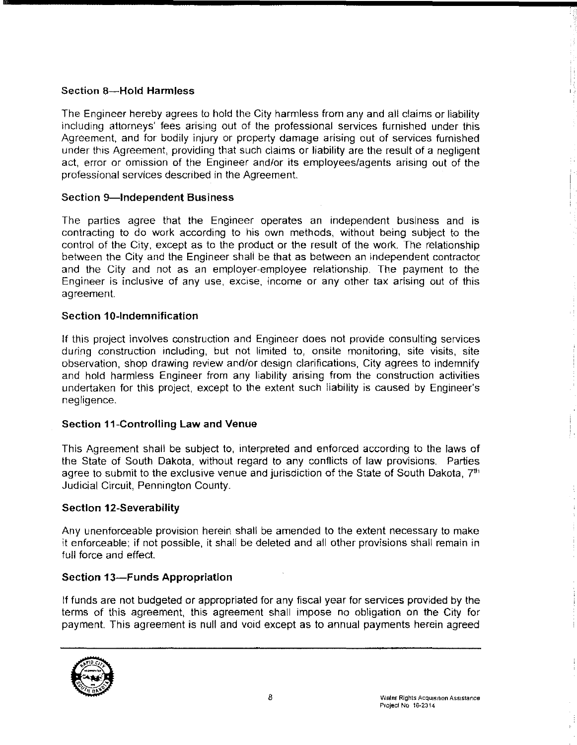### Section 8—Hold Harmless

The Engineer hereby agrees to hold the City harmless from any and all claims or liability including attorneys' fees arising out of the professional services furnished under this Agreement, and for bodily injury or property damage arising out of services furnished under this Agreement, providing that such claims or liability are the result of a negligent act, error or omission of the Engineer and/or its employees/agents arising out of the professional services described in the Agreement.

### Section 9—Independent Business

The parties agree that the Engineer operates an independent business and is contracting to do work according to his own methods, without being subject to the control of the City, except as to the product or the result of the work. The relationship between the City and the Engineer shall be that as between an independent contractor and the City and not as an employer-employee relationship. The payment to the Engineer is inclusive of any use, excise, income or any other tax arising out of this agreement.

### Section 10-Indemnification

If this project involves construction and Engineer does not provide consulting services during construction including, but not limited to, onsite monitoring, site visits, site observation, shop drawing review and/or design clarifications, City agrees to indemnify and hold harmless Engineer from any liability arising from the construction activities undertaken for this project, except to the extent such liability is caused by Engineer's negligence.

### Section 11-Controlling Law and Venue

This Agreement shall be subject to, interpreted and enforced according to the laws of the State of South Dakota, without regard to any conflicts of law provisions. Parties agree to submit to the exclusive venue and jurisdiction of the State of South Dakota, 7th Judicial Circuit, Pennington County.

### Section 12-Severability

Any unenforceable provision herein shall be amended to the extent necessary to make it enforceable; if not possible, it shall be deleted and all other provisions shall remain in full force and effect.

### Section 13—Funds Appropriation

If funds are not budgeted or appropriated for any fiscal year for services provided by the terms of this agreement, this agreement shall impose no obligation on the City for payment. This agreement is null and void except as to annual payments herein agreed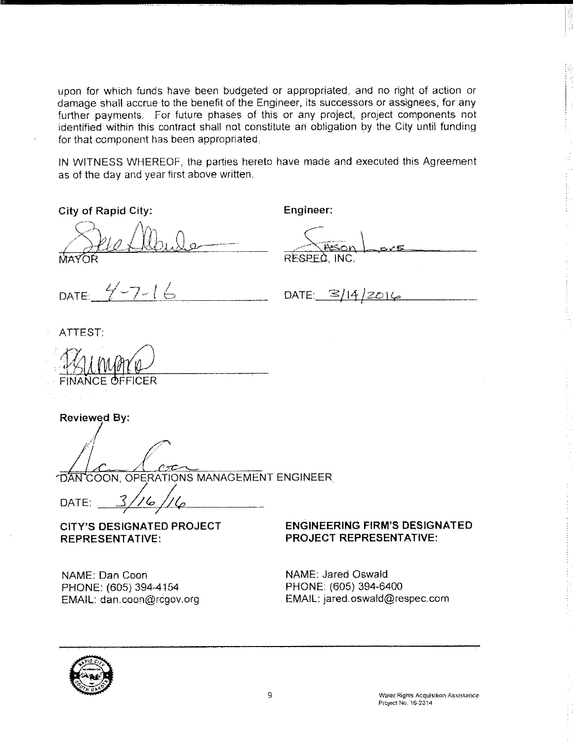upon for which funds have been budgeted or appropriated, and no right of action or damage shall accrue to the benefit of the Engineer, its successors or assignees, for any further payments. For future phases of this or any project, project components not identified within this contract shall not constitute an obligation by the City until funding for that component has been appropriated.

IN WITNESS WHEREOF, the parties hereto have made and executed this Agreement as of the day and year first above written.

**City of Rapid City:**

MAYOR

DATE: 4-7-16

ATTEST:

FINANCE OFFICER

**Engineer:**

RESPEC, INC.

DATE: 3/14/2016

**Reviewed By:**

DAN COON, OPERATIONS MANAGEMENT ENGINEER

DATE: 3/16/16

**CITY'S DESIGNATED PROJECT REPRESENTATIVE:**

NAME: Dan Coon
PHONE: (605) 394-4154
EMAIL: dan.coon@rcgov.org

**ENGINEERING FIRM'S DESIGNATED PROJECT REPRESENTATIVE:**

NAME: Jared Oswald
PHONE: (605) 394-6400
EMAIL: jared.oswald@respec.com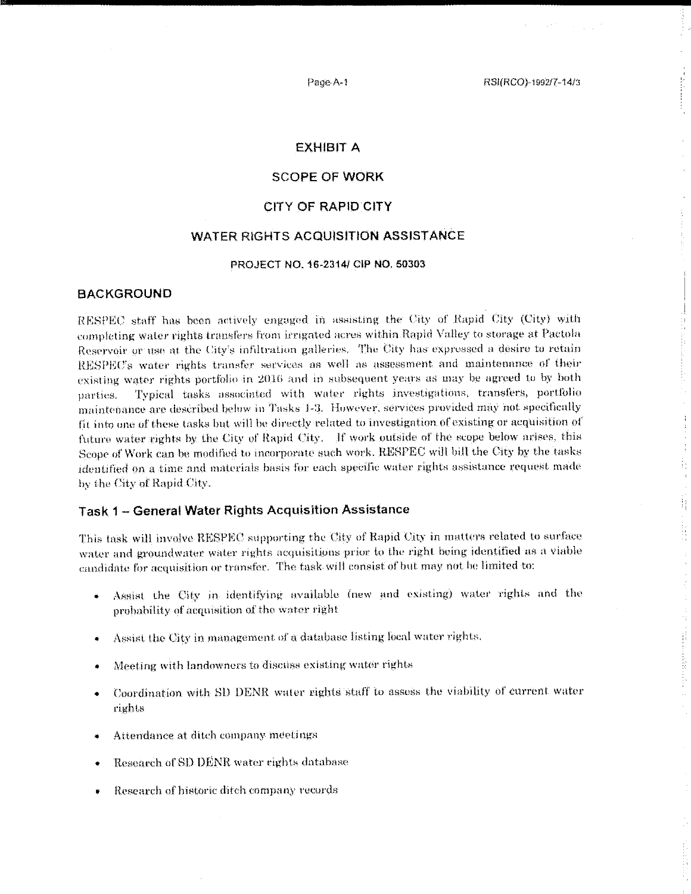# EXHIBIT A

# SCOPE OF WORK

# CITY OF RAPID CITY

# WATER RIGHTS ACQUISITION ASSISTANCE

#### PROJECT NO. 16-2314/ CIP NO. 50303

## BACKGROUND

RESPEC staff has been actively engaged in assisting the City of Rapid City (City) with completing water rights transfers from irrigated acres within Rapid Valley to storage at Pactola Reservoir or use at the City's infiltration galleries. The City has expressed a desire to retain RESPEC's water rights transfer services as well as assessment and maintenance of their existing water rights portfolio in 2016 and in subsequent years as may be agreed to by both parties. Typical tasks associated with water rights investigations, transfers, portfolio maintenance are described below in Tasks 1-3. However, services provided may not specifically fit into one of these tasks but will be directly related to investigation of existing or acquisition of future water rights by the City of Rapid City. If work outside of the scope below arises, this Scope of Work can be modified to incorporate such work. RESPEC will bill the City by the tasks identified on a time and materials basis for each specific water rights assistance request made by the City of Rapid City.

### Task 1 – General Water Rights Acquisition Assistance

This task will involve RESPEC supporting the City of Rapid City in matters related to surface water and groundwater water rights acquisitions prior to the right being identified as a viable candidate for acquisition or transfer. The task will consist of but may not be limited to:

- Assist the City in identifying available (new and existing) water rights and the probability of acquisition of the water right
- Assist the City in management of a database listing local water rights.
- Meeting with landowners to discuss existing water rights
- Coordination with SD DENR water rights staff to assess the viability of current water rights
- Attendance at ditch company meetings
- Research of SD DENR water rights database
- Research of historic ditch company records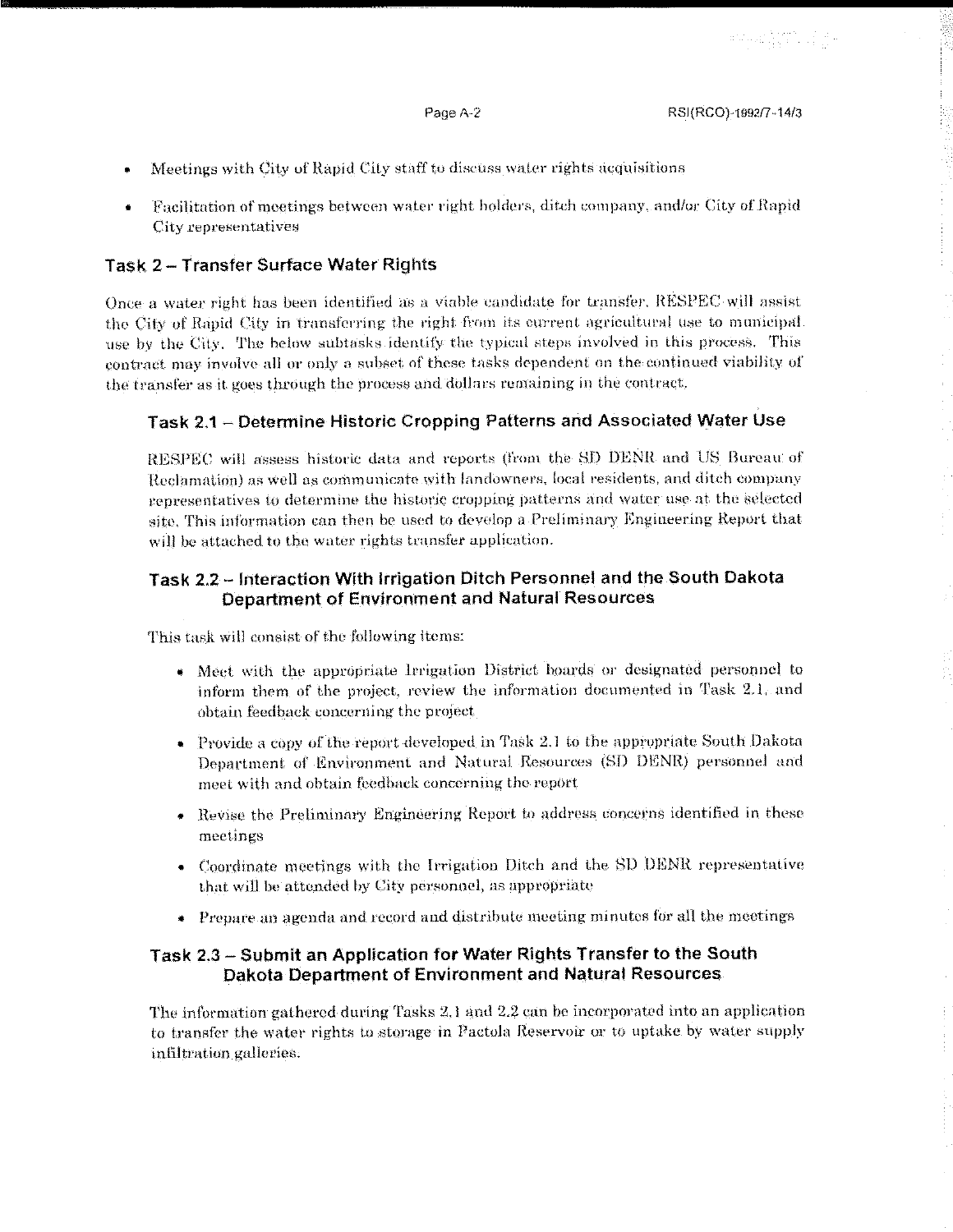- Meetings with City of Rapid City staff to discuss water rights acquisitions
- Facilitation of meetings between water right holders, ditch company, and/or City of Rapid City representatives

## Task 2 – Transfer Surface Water Rights

Once a water right has been identified as a viable candidate for transfer, RESPEC will assist the City of Rapid City in transferring the right from its current agricultural use to municipal use by the City. The below subtasks identify the typical steps involved in this process. This contract may involve all or only a subset of these tasks dependent on the continued viability of the transfer as it goes through the process and dollars remaining in the contract.

### Task 2.1 – Determine Historic Cropping Patterns and Associated Water Use

RESPEC will assess historic data and reports (from the SD DENR and US Bureau of Reclamation) as well as communicate with landowners, local residents, and ditch company representatives to determine the historic cropping patterns and water use at the selected site. This information can then be used to develop a Preliminary Engineering Report that will be attached to the water rights transfer application.

### Task 2.2 – Interaction With Irrigation Ditch Personnel and the South Dakota Department of Environment and Natural Resources

This task will consist of the following items:

- Meet with the appropriate Irrigation District boards or designated personnel to inform them of the project, review the information documented in Task 2.1, and obtain feedback concerning the project
- Provide a copy of the report developed in Task 2.1 to the appropriate South Dakota Department of Environment and Natural Resources (SD DENR) personnel and meet with and obtain feedback concerning the report
- Revise the Preliminary Engineering Report to address concerns identified in these meetings
- Coordinate meetings with the Irrigation Ditch and the SD DENR representative that will be attended by City personnel, as appropriate
- Prepare an agenda and record and distribute meeting minutes for all the meetings

### Task 2.3 – Submit an Application for Water Rights Transfer to the South Dakota Department of Environment and Natural Resources

The information gathered during Tasks 2.1 and 2.2 can be incorporated into an application to transfer the water rights to storage in Pactola Reservoir or to uptake by water supply infiltration galleries.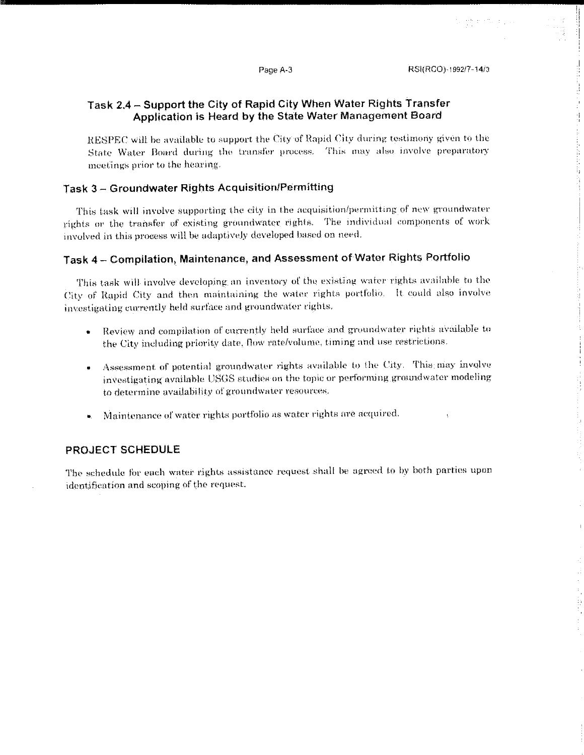### Task 2.4 – Support the City of Rapid City When Water Rights Transfer Application is Heard by the State Water Management Board

RESPEC will be available to support the City of Rapid City during testimony given to the State Water Board during the transfer process. This may also involve preparatory meetings prior to the hearing.

### Task 3 – Groundwater Rights Acquisition/Permitting

This task will involve supporting the city in the acquisition/permitting of new groundwater rights or the transfer of existing groundwater rights. The individual components of work involved in this process will be adaptively developed based on need.

### Task 4 – Compilation, Maintenance, and Assessment of Water Rights Portfolio

This task will involve developing an inventory of the existing water rights available to the City of Rapid City and then maintaining the water rights portfolio. It could also involve investigating currently held surface and groundwater rights.

- Review and compilation of currently held surface and groundwater rights available to the City including priority date, flow rate/volume, timing and use restrictions.
- Assessment of potential groundwater rights available to the City. This may involve investigating available USGS studies on the topic or performing groundwater modeling to determine availability of groundwater resources.
- Maintenance of water rights portfolio as water rights are acquired.

## PROJECT SCHEDULE

The schedule for each water rights assistance request shall be agreed to by both parties upon identification and scoping of the request.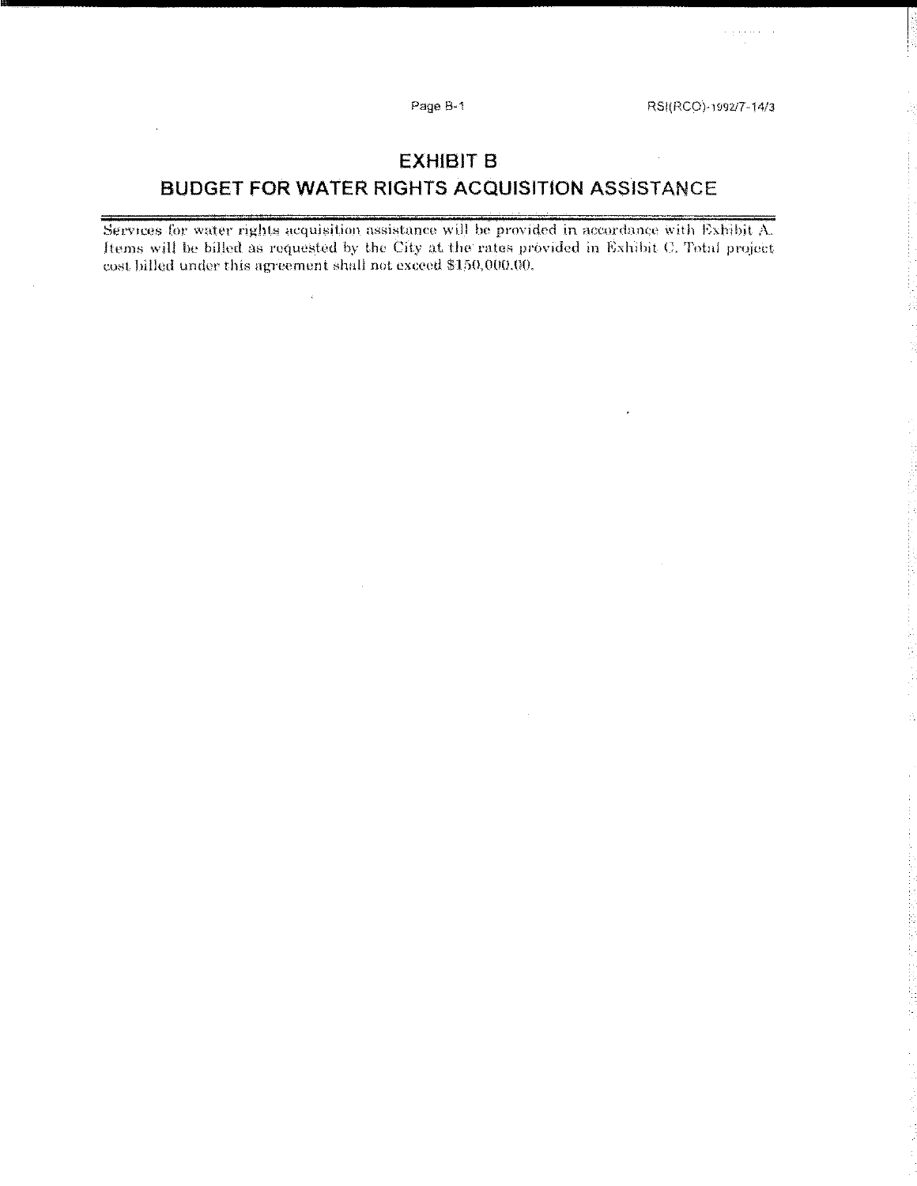# EXHIBIT B

## BUDGET FOR WATER RIGHTS ACQUISITION ASSISTANCE

Services for water rights acquisition assistance will be provided in accordance with Exhibit A. Items will be billed as requested by the City at the rates provided in Exhibit C. Total project cost billed under this agreement shall not exceed $150,000.00.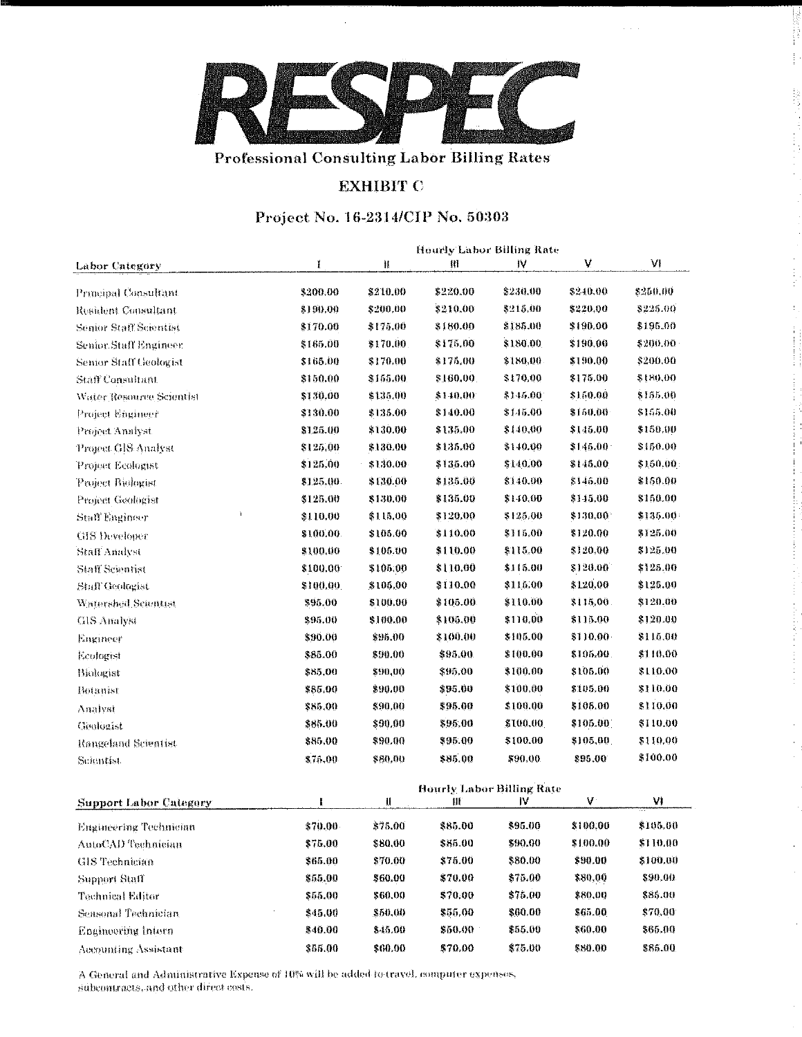# RESPEC

## Professional Consulting Labor Billing Rates

### EXHIBIT C

### Project No. 16-2314/CIP No. 50303

| Labor Category | Hourly Labor Billing Rate I | II | III | IV | V | VI |
|---|---|---|---|---|---|---|
| Principal Consultant | $200.00 | $210.00 | $220.00 | $230.00 | $240.00 | $250.00 |
| Resident Consultant | $190.00 | $200.00 | $210.00 | $215.00 | $220.00 | $225.00 |
| Senior Staff Scientist | $170.00 | $175.00 | $180.00 | $185.00 | $190.00 | $195.00 |
| Senior Staff Engineer | $165.00 | $170.00 | $175.00 | $180.00 | $190.00 | $200.00 |
| Senior Staff Geologist | $165.00 | $170.00 | $175.00 | $180.00 | $190.00 | $200.00 |
| Staff Consultant | $150.00 | $155.00 | $160.00 | $170.00 | $175.00 | $180.00 |
| Water Resource Scientist | $130.00 | $135.00 | $140.00 | $145.00 | $150.00 | $155.00 |
| Project Engineer | $130.00 | $135.00 | $140.00 | $145.00 | $150.00 | $155.00 |
| Project Analyst | $125.00 | $130.00 | $135.00 | $140.00 | $145.00 | $150.00 |
| Project GIS Analyst | $125.00 | $130.00 | $135.00 | $140.00 | $145.00 | $150.00 |
| Project Ecologist | $125.00 | $130.00 | $135.00 | $140.00 | $145.00 | $150.00 |
| Project Biologist | $125.00 | $130.00 | $135.00 | $140.00 | $145.00 | $150.00 |
| Project Geologist | $125.00 | $130.00 | $135.00 | $140.00 | $145.00 | $150.00 |
| Staff Engineer | $110.00 | $115.00 | $120.00 | $125.00 | $130.00 | $135.00 |
| GIS Developer | $100.00 | $105.00 | $110.00 | $115.00 | $120.00 | $125.00 |
| Staff Analyst | $100.00 | $105.00 | $110.00 | $115.00 | $120.00 | $125.00 |
| Staff Scientist | $100.00 | $105.00 | $110.00 | $115.00 | $120.00 | $125.00 |
| Staff Geologist | $100.00 | $105.00 | $110.00 | $115.00 | $120.00 | $125.00 |
| Watershed Scientist | $95.00 | $100.00 | $105.00 | $110.00 | $115.00 | $120.00 |
| GIS Analyst | $95.00 | $100.00 | $105.00 | $110.00 | $115.00 | $120.00 |
| Engineer | $90.00 | $95.00 | $100.00 | $105.00 | $110.00 | $115.00 |
| Ecologist | $85.00 | $90.00 | $95.00 | $100.00 | $105.00 | $110.00 |
| Biologist | $85.00 | $90.00 | $95.00 | $100.00 | $105.00 | $110.00 |
| Botanist | $85.00 | $90.00 | $95.00 | $100.00 | $105.00 | $110.00 |
| Analyst | $85.00 | $90.00 | $95.00 | $100.00 | $105.00 | $110.00 |
| Geologist | $85.00 | $90.00 | $95.00 | $100.00 | $105.00 | $110.00 |
| Rangeland Scientist | $85.00 | $90.00 | $95.00 | $100.00 | $105.00 | $110.00 |
| Scientist | $75.00 | $80.00 | $85.00 | $90.00 | $95.00 | $100.00 |

| Support Labor Category | Hourly Labor Billing Rate I | II | III | IV | V | VI |
|---|---|---|---|---|---|---|
| Engineering Technician | $70.00 | $75.00 | $85.00 | $95.00 | $100.00 | $105.00 |
| AutoCAD Technician | $75.00 | $80.00 | $85.00 | $90.00 | $100.00 | $110.00 |
| GIS Technician | $65.00 | $70.00 | $75.00 | $80.00 | $90.00 | $100.00 |
| Support Staff | $55.00 | $60.00 | $70.00 | $75.00 | $80.00 | $90.00 |
| Technical Editor | $55.00 | $60.00 | $70.00 | $75.00 | $80.00 | $85.00 |
| Seasonal Technician | $45.00 | $50.00 | $55.00 | $60.00 | $65.00 | $70.00 |
| Engineering Intern | $40.00 | $45.00 | $50.00 | $55.00 | $60.00 | $65.00 |
| Accounting Assistant | $55.00 | $60.00 | $70.00 | $75.00 | $80.00 | $85.00 |

A General and Administrative Expense of 10% will be added to travel, computer expenses, subcontracts, and other direct costs.